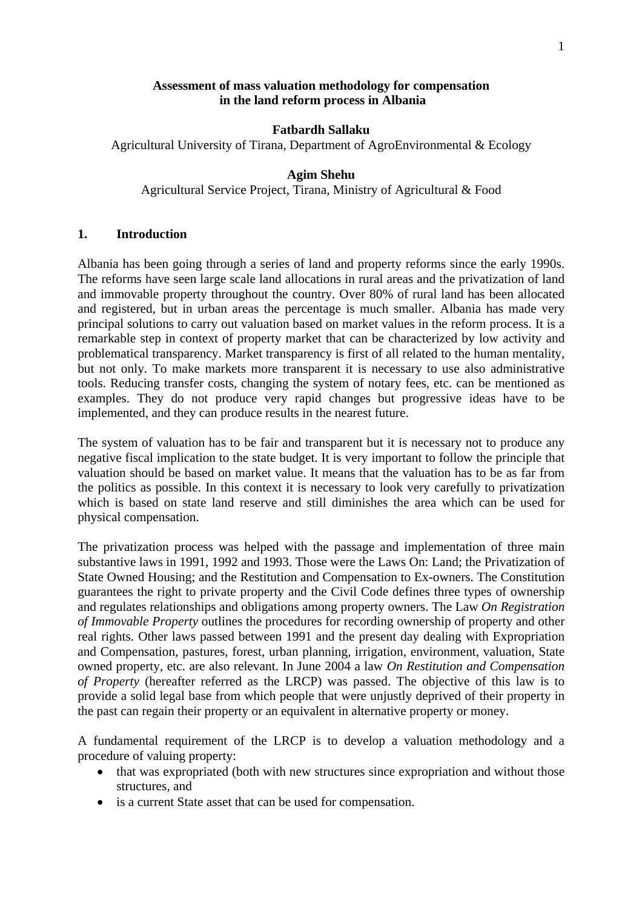# Assessment of mass valuation methodology for compensation in the land reform process in Albania

**Fatbardh Sallaku**

Agricultural University of Tirana, Department of AgroEnvironmental & Ecology

**Agim Shehu**

Agricultural Service Project, Tirana, Ministry of Agricultural & Food

## 1. Introduction

Albania has been going through a series of land and property reforms since the early 1990s. The reforms have seen large scale land allocations in rural areas and the privatization of land and immovable property throughout the country. Over 80% of rural land has been allocated and registered, but in urban areas the percentage is much smaller. Albania has made very principal solutions to carry out valuation based on market values in the reform process. It is a remarkable step in context of property market that can be characterized by low activity and problematical transparency. Market transparency is first of all related to the human mentality, but not only. To make markets more transparent it is necessary to use also administrative tools. Reducing transfer costs, changing the system of notary fees, etc. can be mentioned as examples. They do not produce very rapid changes but progressive ideas have to be implemented, and they can produce results in the nearest future.

The system of valuation has to be fair and transparent but it is necessary not to produce any negative fiscal implication to the state budget. It is very important to follow the principle that valuation should be based on market value. It means that the valuation has to be as far from the politics as possible. In this context it is necessary to look very carefully to privatization which is based on state land reserve and still diminishes the area which can be used for physical compensation.

The privatization process was helped with the passage and implementation of three main substantive laws in 1991, 1992 and 1993. Those were the Laws On: Land; the Privatization of State Owned Housing; and the Restitution and Compensation to Ex-owners. The Constitution guarantees the right to private property and the Civil Code defines three types of ownership and regulates relationships and obligations among property owners. The Law *On Registration of Immovable Property* outlines the procedures for recording ownership of property and other real rights. Other laws passed between 1991 and the present day dealing with Expropriation and Compensation, pastures, forest, urban planning, irrigation, environment, valuation, State owned property, etc. are also relevant. In June 2004 a law *On Restitution and Compensation of Property* (hereafter referred as the LRCP) was passed. The objective of this law is to provide a solid legal base from which people that were unjustly deprived of their property in the past can regain their property or an equivalent in alternative property or money.

A fundamental requirement of the LRCP is to develop a valuation methodology and a procedure of valuing property:

- that was expropriated (both with new structures since expropriation and without those structures, and
- is a current State asset that can be used for compensation.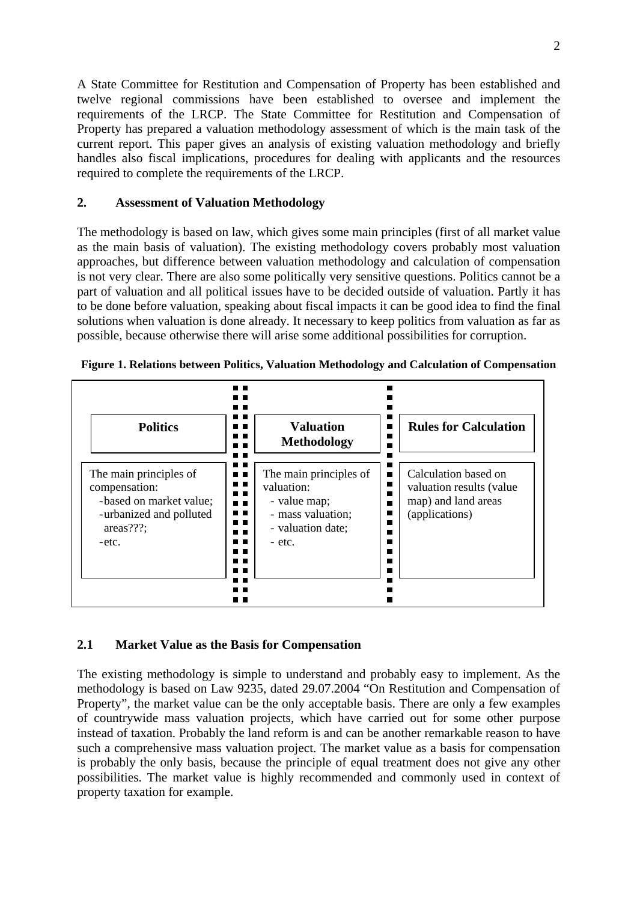A State Committee for Restitution and Compensation of Property has been established and twelve regional commissions have been established to oversee and implement the requirements of the LRCP. The State Committee for Restitution and Compensation of Property has prepared a valuation methodology assessment of which is the main task of the current report. This paper gives an analysis of existing valuation methodology and briefly handles also fiscal implications, procedures for dealing with applicants and the resources required to complete the requirements of the LRCP.

## 2. Assessment of Valuation Methodology

The methodology is based on law, which gives some main principles (first of all market value as the main basis of valuation). The existing methodology covers probably most valuation approaches, but difference between valuation methodology and calculation of compensation is not very clear. There are also some politically very sensitive questions. Politics cannot be a part of valuation and all political issues have to be decided outside of valuation. Partly it has to be done before valuation, speaking about fiscal impacts it can be good idea to find the final solutions when valuation is done already. It necessary to keep politics from valuation as far as possible, because otherwise there will arise some additional possibilities for corruption.

**Figure 1. Relations between Politics, Valuation Methodology and Calculation of Compensation**

| **Politics** | **Valuation Methodology** | **Rules for Calculation** |
|---|---|---|
| The main principles of compensation:<br>- based on market value;<br>- urbanized and polluted areas???;<br>- etc. | The main principles of valuation:<br>- value map;<br>- mass valuation;<br>- valuation date;<br>- etc. | Calculation based on valuation results (value map) and land areas (applications) |

### 2.1 Market Value as the Basis for Compensation

The existing methodology is simple to understand and probably easy to implement. As the methodology is based on Law 9235, dated 29.07.2004 "On Restitution and Compensation of Property", the market value can be the only acceptable basis. There are only a few examples of countrywide mass valuation projects, which have carried out for some other purpose instead of taxation. Probably the land reform is and can be another remarkable reason to have such a comprehensive mass valuation project. The market value as a basis for compensation is probably the only basis, because the principle of equal treatment does not give any other possibilities. The market value is highly recommended and commonly used in context of property taxation for example.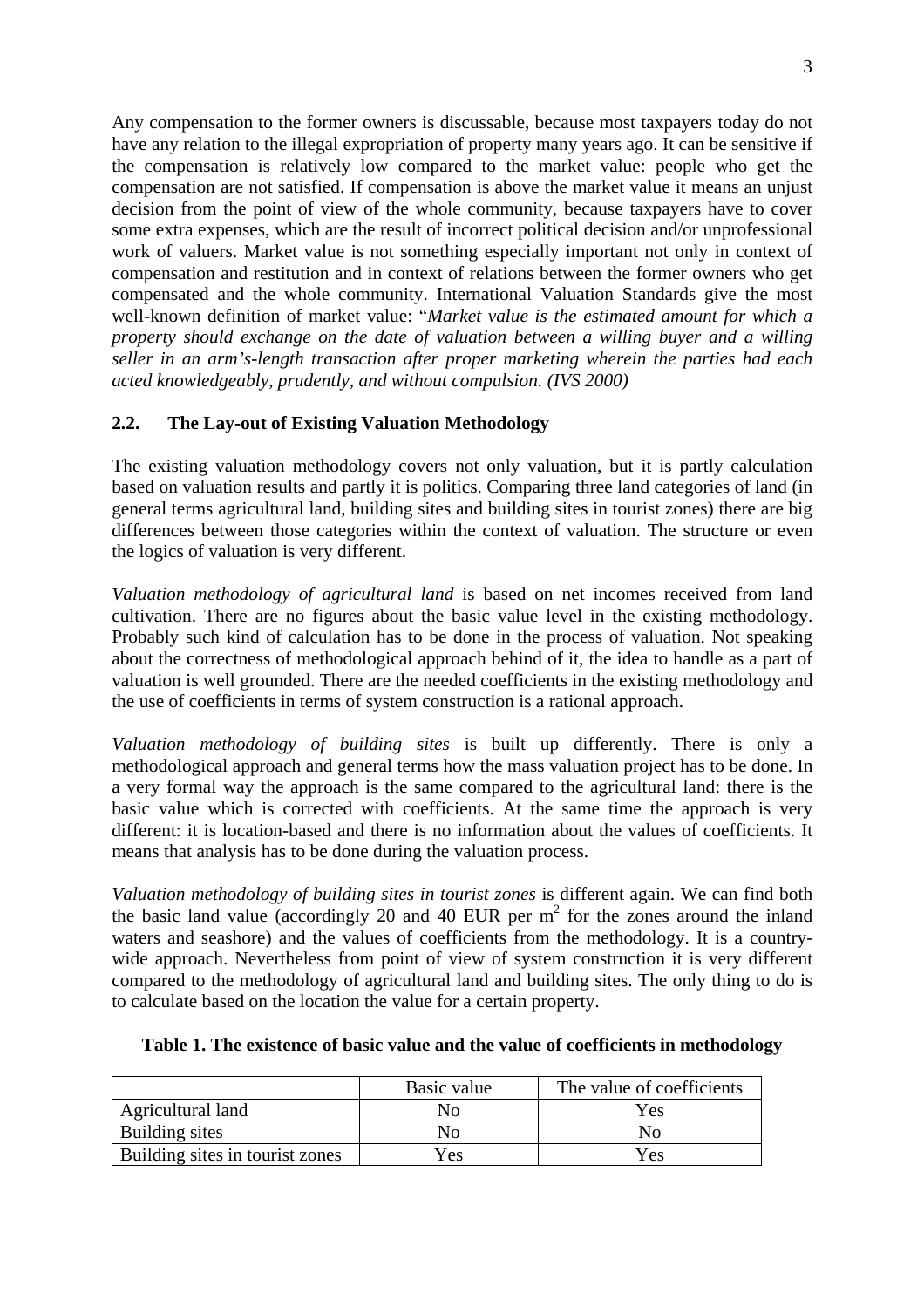Any compensation to the former owners is discussable, because most taxpayers today do not have any relation to the illegal expropriation of property many years ago. It can be sensitive if the compensation is relatively low compared to the market value: people who get the compensation are not satisfied. If compensation is above the market value it means an unjust decision from the point of view of the whole community, because taxpayers have to cover some extra expenses, which are the result of incorrect political decision and/or unprofessional work of valuers. Market value is not something especially important not only in context of compensation and restitution and in context of relations between the former owners who get compensated and the whole community. International Valuation Standards give the most well-known definition of market value: "*Market value is the estimated amount for which a property should exchange on the date of valuation between a willing buyer and a willing seller in an arm's-length transaction after proper marketing wherein the parties had each acted knowledgeably, prudently, and without compulsion. (IVS 2000)*

## 2.2. The Lay-out of Existing Valuation Methodology

The existing valuation methodology covers not only valuation, but it is partly calculation based on valuation results and partly it is politics. Comparing three land categories of land (in general terms agricultural land, building sites and building sites in tourist zones) there are big differences between those categories within the context of valuation. The structure or even the logics of valuation is very different.

*Valuation methodology of agricultural land* is based on net incomes received from land cultivation. There are no figures about the basic value level in the existing methodology. Probably such kind of calculation has to be done in the process of valuation. Not speaking about the correctness of methodological approach behind of it, the idea to handle as a part of valuation is well grounded. There are the needed coefficients in the existing methodology and the use of coefficients in terms of system construction is a rational approach.

*Valuation methodology of building sites* is built up differently. There is only a methodological approach and general terms how the mass valuation project has to be done. In a very formal way the approach is the same compared to the agricultural land: there is the basic value which is corrected with coefficients. At the same time the approach is very different: it is location-based and there is no information about the values of coefficients. It means that analysis has to be done during the valuation process.

*Valuation methodology of building sites in tourist zones* is different again. We can find both the basic land value (accordingly 20 and 40 EUR per $m^2$ for the zones around the inland waters and seashore) and the values of coefficients from the methodology. It is a country-wide approach. Nevertheless from point of view of system construction it is very different compared to the methodology of agricultural land and building sites. The only thing to do is to calculate based on the location the value for a certain property.

**Table 1. The existence of basic value and the value of coefficients in methodology**

| | Basic value | The value of coefficients |
|---|---|---|
| Agricultural land | No | Yes |
| Building sites | No | No |
| Building sites in tourist zones | Yes | Yes |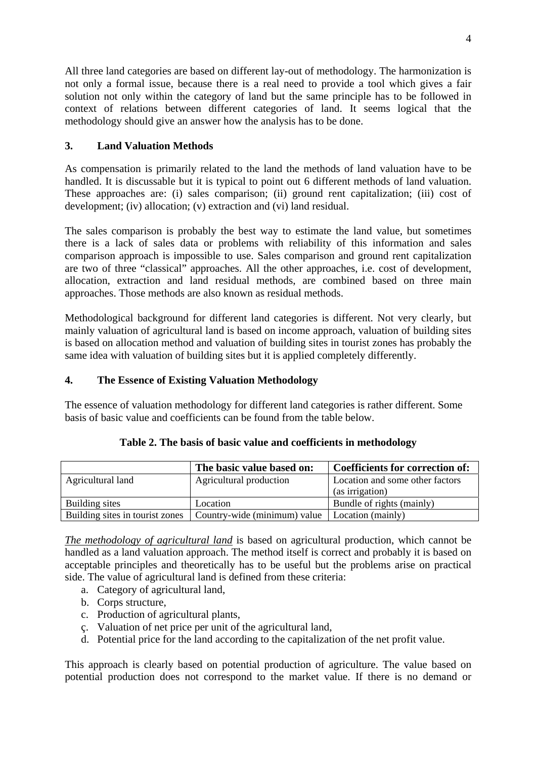All three land categories are based on different lay-out of methodology. The harmonization is not only a formal issue, because there is a real need to provide a tool which gives a fair solution not only within the category of land but the same principle has to be followed in context of relations between different categories of land. It seems logical that the methodology should give an answer how the analysis has to be done.

## 3. Land Valuation Methods

As compensation is primarily related to the land the methods of land valuation have to be handled. It is discussable but it is typical to point out 6 different methods of land valuation. These approaches are: (i) sales comparison; (ii) ground rent capitalization; (iii) cost of development; (iv) allocation; (v) extraction and (vi) land residual.

The sales comparison is probably the best way to estimate the land value, but sometimes there is a lack of sales data or problems with reliability of this information and sales comparison approach is impossible to use. Sales comparison and ground rent capitalization are two of three "classical" approaches. All the other approaches, i.e. cost of development, allocation, extraction and land residual methods, are combined based on three main approaches. Those methods are also known as residual methods.

Methodological background for different land categories is different. Not very clearly, but mainly valuation of agricultural land is based on income approach, valuation of building sites is based on allocation method and valuation of building sites in tourist zones has probably the same idea with valuation of building sites but it is applied completely differently.

## 4. The Essence of Existing Valuation Methodology

The essence of valuation methodology for different land categories is rather different. Some basis of basic value and coefficients can be found from the table below.

**Table 2. The basis of basic value and coefficients in methodology**

| | The basic value based on: | Coefficients for correction of: |
|---|---|---|
| Agricultural land | Agricultural production | Location and some other factors (as irrigation) |
| Building sites | Location | Bundle of rights (mainly) |
| Building sites in tourist zones | Country-wide (minimum) value | Location (mainly) |

*The methodology of agricultural land* is based on agricultural production, which cannot be handled as a land valuation approach. The method itself is correct and probably it is based on acceptable principles and theoretically has to be useful but the problems arise on practical side. The value of agricultural land is defined from these criteria:

a. Category of agricultural land,
b. Corps structure,
c. Production of agricultural plants,
ç. Valuation of net price per unit of the agricultural land,
d. Potential price for the land according to the capitalization of the net profit value.

This approach is clearly based on potential production of agriculture. The value based on potential production does not correspond to the market value. If there is no demand or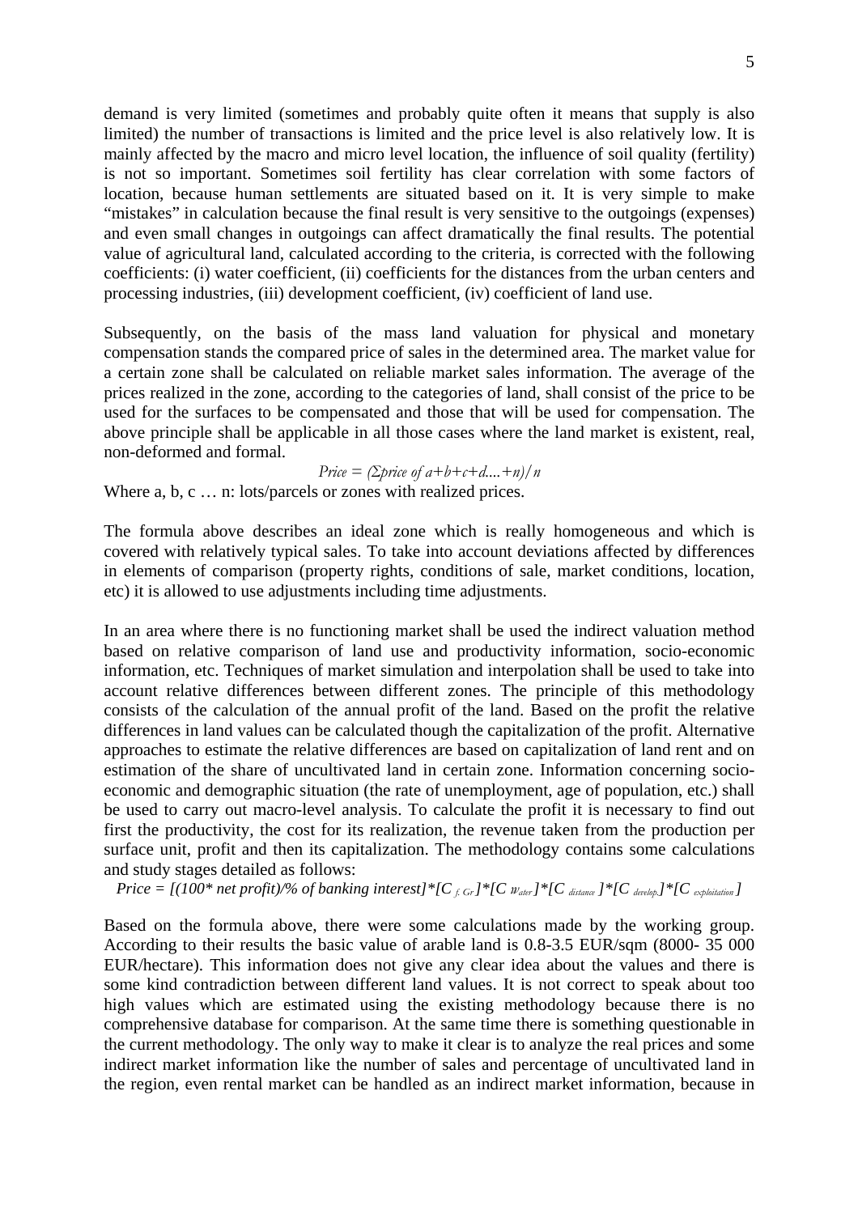demand is very limited (sometimes and probably quite often it means that supply is also limited) the number of transactions is limited and the price level is also relatively low. It is mainly affected by the macro and micro level location, the influence of soil quality (fertility) is not so important. Sometimes soil fertility has clear correlation with some factors of location, because human settlements are situated based on it. It is very simple to make "mistakes" in calculation because the final result is very sensitive to the outgoings (expenses) and even small changes in outgoings can affect dramatically the final results. The potential value of agricultural land, calculated according to the criteria, is corrected with the following coefficients: (i) water coefficient, (ii) coefficients for the distances from the urban centers and processing industries, (iii) development coefficient, (iv) coefficient of land use.

Subsequently, on the basis of the mass land valuation for physical and monetary compensation stands the compared price of sales in the determined area. The market value for a certain zone shall be calculated on reliable market sales information. The average of the prices realized in the zone, according to the categories of land, shall consist of the price to be used for the surfaces to be compensated and those that will be used for compensation. The above principle shall be applicable in all those cases where the land market is existent, real, non-deformed and formal.

$$Price = (\Sigma price\ of\ a+b+c+d....+n)/n$$

Where a, b, c … n: lots/parcels or zones with realized prices.

The formula above describes an ideal zone which is really homogeneous and which is covered with relatively typical sales. To take into account deviations affected by differences in elements of comparison (property rights, conditions of sale, market conditions, location, etc) it is allowed to use adjustments including time adjustments.

In an area where there is no functioning market shall be used the indirect valuation method based on relative comparison of land use and productivity information, socio-economic information, etc. Techniques of market simulation and interpolation shall be used to take into account relative differences between different zones. The principle of this methodology consists of the calculation of the annual profit of the land. Based on the profit the relative differences in land values can be calculated though the capitalization of the profit. Alternative approaches to estimate the relative differences are based on capitalization of land rent and on estimation of the share of uncultivated land in certain zone. Information concerning socio-economic and demographic situation (the rate of unemployment, age of population, etc.) shall be used to carry out macro-level analysis. To calculate the profit it is necessary to find out first the productivity, the cost for its realization, the revenue taken from the production per surface unit, profit and then its capitalization. The methodology contains some calculations and study stages detailed as follows:

$$Price = [(100 * net\ profit)/\%\ of\ banking\ interest] * [C_{f.\ Gr}] * [C_{water}] * [C_{distance}] * [C_{develop.}] * [C_{exploitation}]$$

Based on the formula above, there were some calculations made by the working group. According to their results the basic value of arable land is 0.8-3.5 EUR/sqm (8000- 35 000 EUR/hectare). This information does not give any clear idea about the values and there is some kind contradiction between different land values. It is not correct to speak about too high values which are estimated using the existing methodology because there is no comprehensive database for comparison. At the same time there is something questionable in the current methodology. The only way to make it clear is to analyze the real prices and some indirect market information like the number of sales and percentage of uncultivated land in the region, even rental market can be handled as an indirect market information, because in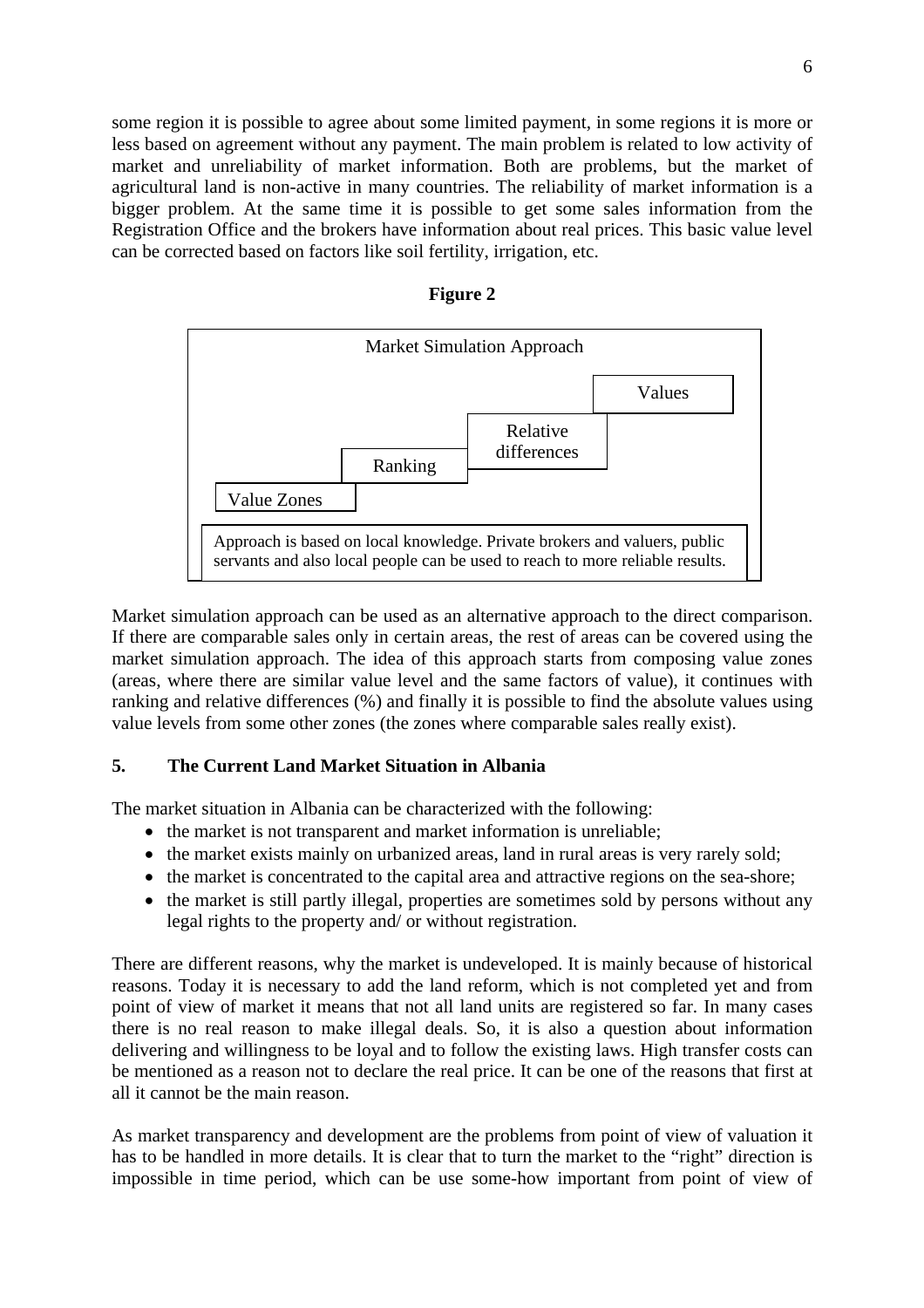some region it is possible to agree about some limited payment, in some regions it is more or less based on agreement without any payment. The main problem is related to low activity of market and unreliability of market information. Both are problems, but the market of agricultural land is non-active in many countries. The reliability of market information is a bigger problem. At the same time it is possible to get some sales information from the Registration Office and the brokers have information about real prices. This basic value level can be corrected based on factors like soil fertility, irrigation, etc.

**Figure 2**

Market Simulation Approach

Value Zones → Ranking → Relative differences → Values

Approach is based on local knowledge. Private brokers and valuers, public servants and also local people can be used to reach to more reliable results.

Market simulation approach can be used as an alternative approach to the direct comparison. If there are comparable sales only in certain areas, the rest of areas can be covered using the market simulation approach. The idea of this approach starts from composing value zones (areas, where there are similar value level and the same factors of value), it continues with ranking and relative differences (%) and finally it is possible to find the absolute values using value levels from some other zones (the zones where comparable sales really exist).

## 5. The Current Land Market Situation in Albania

The market situation in Albania can be characterized with the following:

- the market is not transparent and market information is unreliable;
- the market exists mainly on urbanized areas, land in rural areas is very rarely sold;
- the market is concentrated to the capital area and attractive regions on the sea-shore;
- the market is still partly illegal, properties are sometimes sold by persons without any legal rights to the property and/ or without registration.

There are different reasons, why the market is undeveloped. It is mainly because of historical reasons. Today it is necessary to add the land reform, which is not completed yet and from point of view of market it means that not all land units are registered so far. In many cases there is no real reason to make illegal deals. So, it is also a question about information delivering and willingness to be loyal and to follow the existing laws. High transfer costs can be mentioned as a reason not to declare the real price. It can be one of the reasons that first at all it cannot be the main reason.

As market transparency and development are the problems from point of view of valuation it has to be handled in more details. It is clear that to turn the market to the "right" direction is impossible in time period, which can be use some-how important from point of view of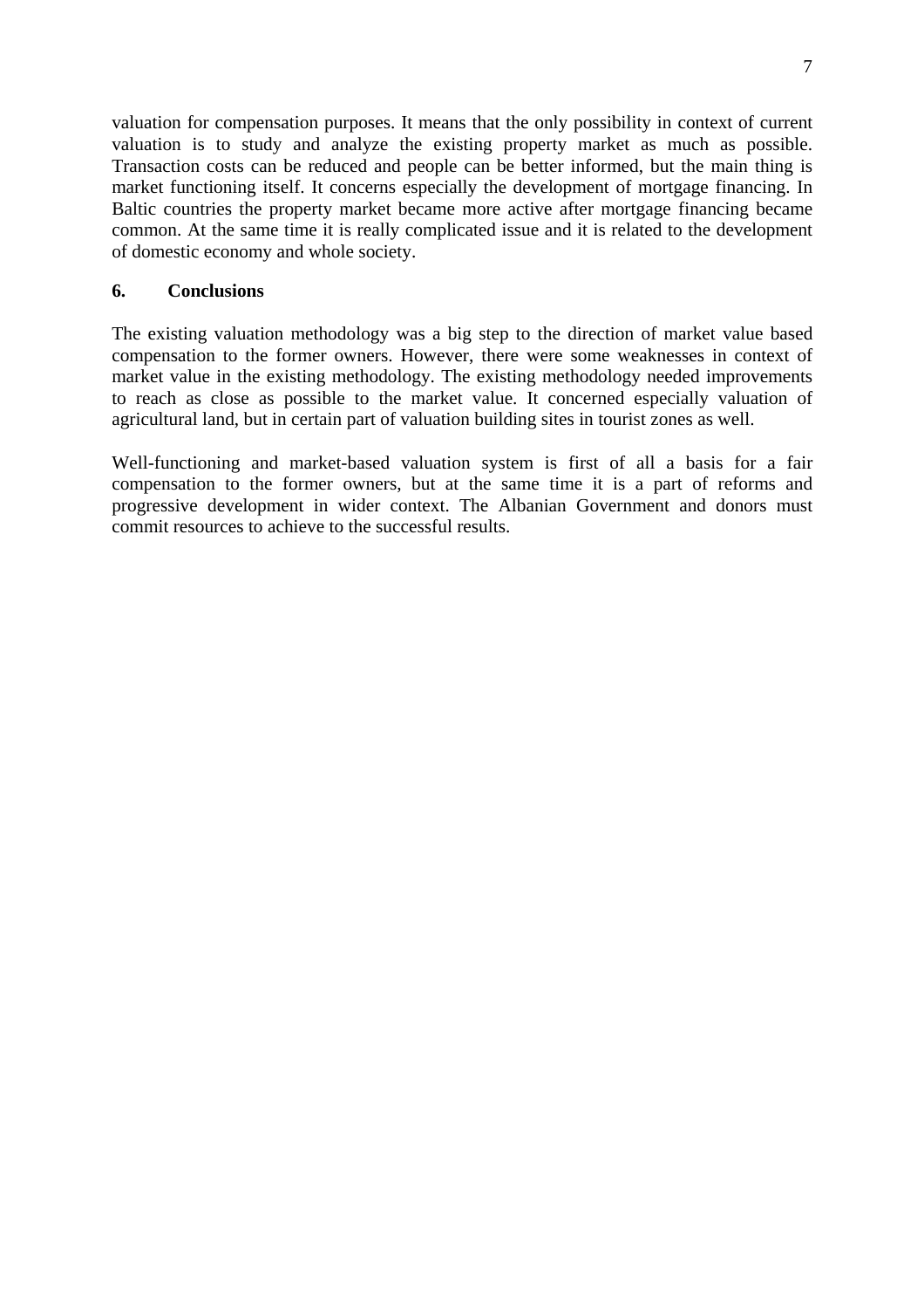valuation for compensation purposes. It means that the only possibility in context of current valuation is to study and analyze the existing property market as much as possible. Transaction costs can be reduced and people can be better informed, but the main thing is market functioning itself. It concerns especially the development of mortgage financing. In Baltic countries the property market became more active after mortgage financing became common. At the same time it is really complicated issue and it is related to the development of domestic economy and whole society.

## 6. Conclusions

The existing valuation methodology was a big step to the direction of market value based compensation to the former owners. However, there were some weaknesses in context of market value in the existing methodology. The existing methodology needed improvements to reach as close as possible to the market value. It concerned especially valuation of agricultural land, but in certain part of valuation building sites in tourist zones as well.

Well-functioning and market-based valuation system is first of all a basis for a fair compensation to the former owners, but at the same time it is a part of reforms and progressive development in wider context. The Albanian Government and donors must commit resources to achieve to the successful results.